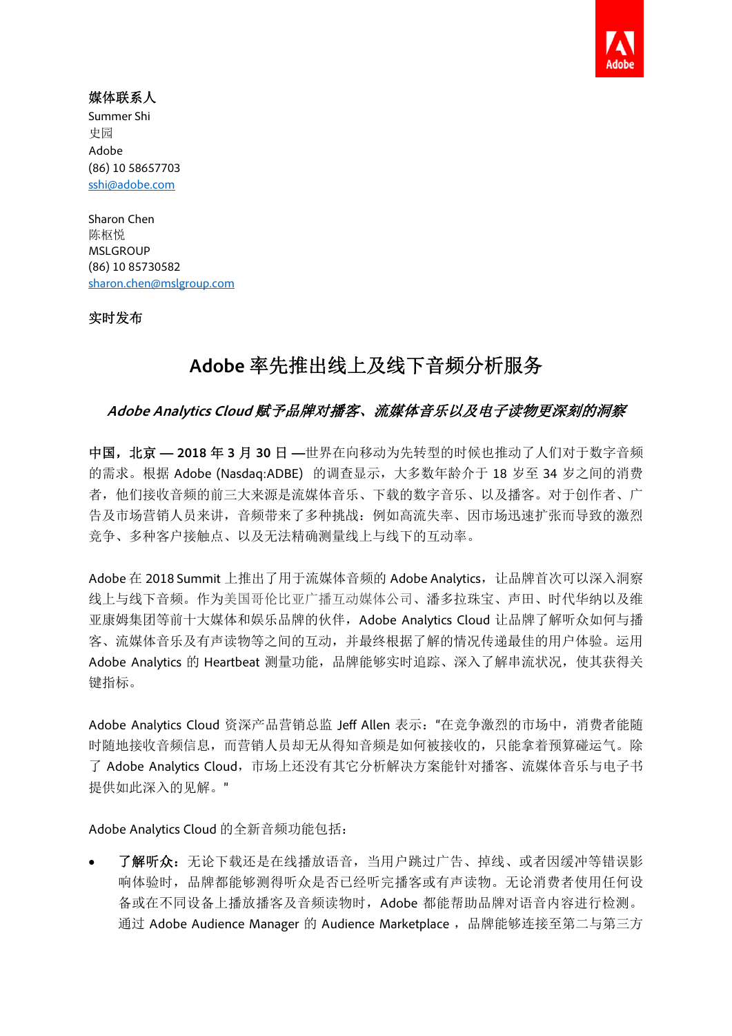**媒体联系人**
Summer Shi
史园
Adobe
(86) 10 58657703
sshi@adobe.com

Sharon Chen
陈枢悦
MSLGROUP
(86) 10 85730582
sharon.chen@mslgroup.com

**实时发布**

# Adobe 率先推出线上及线下音频分析服务

***Adobe Analytics Cloud 赋予品牌对播客、流媒体音乐以及电子读物更深刻的洞察***

**中国，北京 — 2018 年 3 月 30 日 —**世界在向移动为先转型的时候也推动了人们对于数字音频的需求。根据 Adobe (Nasdaq:ADBE) 的调查显示，大多数年龄介于 18 岁至 34 岁之间的消费者，他们接收音频的前三大来源是流媒体音乐、下载的数字音乐、以及播客。对于创作者、广告及市场营销人员来讲，音频带来了多种挑战：例如高流失率、因市场迅速扩张而导致的激烈竞争、多种客户接触点、以及无法精确测量线上与线下的互动率。

Adobe 在 2018 Summit 上推出了用于流媒体音频的 Adobe Analytics，让品牌首次可以深入洞察线上与线下音频。作为美国哥伦比亚广播互动媒体公司、潘多拉珠宝、声田、时代华纳以及维亚康姆集团等前十大媒体和娱乐品牌的伙伴，Adobe Analytics Cloud 让品牌了解听众如何与播客、流媒体音乐及有声读物等之间的互动，并最终根据了解的情况传递最佳的用户体验。运用 Adobe Analytics 的 Heartbeat 测量功能，品牌能够实时追踪、深入了解串流状况，使其获得关键指标。

Adobe Analytics Cloud 资深产品营销总监 Jeff Allen 表示："在竞争激烈的市场中，消费者能随时随地接收音频信息，而营销人员却无从得知音频是如何被接收的，只能拿着预算碰运气。除了 Adobe Analytics Cloud，市场上还没有其它分析解决方案能针对播客、流媒体音乐与电子书提供如此深入的见解。"

Adobe Analytics Cloud 的全新音频功能包括：

- **了解听众：**无论下载还是在线播放语音，当用户跳过广告、掉线、或者因缓冲等错误影响体验时，品牌都能够测得听众是否已经听完播客或有声读物。无论消费者使用任何设备或在不同设备上播放播客及音频读物时，Adobe 都能帮助品牌对语音内容进行检测。通过 Adobe Audience Manager 的 Audience Marketplace ，品牌能够连接至第二与第三方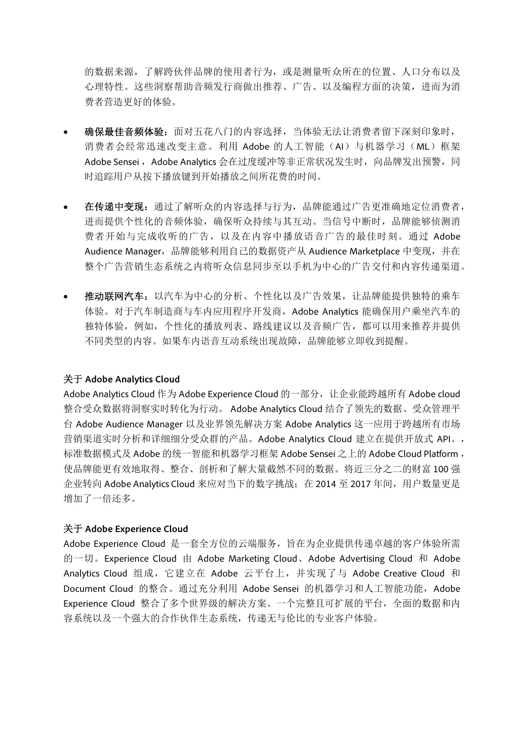的数据来源，了解跨伙伴品牌的使用者行为，或是测量听众所在的位置、人口分布以及心理特性。这些洞察帮助音频发行商做出推荐、广告、以及编程方面的决策，进而为消费者营造更好的体验。

- **确保最佳音频体验**：面对五花八门的内容选择，当体验无法让消费者留下深刻印象时，消费者会经常迅速改变主意。利用 Adobe 的人工智能（AI）与机器学习（ML）框架 Adobe Sensei，Adobe Analytics 会在过度缓冲等非正常状况发生时，向品牌发出预警，同时追踪用户从按下播放键到开始播放之间所花费的时间。

- **在传递中变现**：通过了解听众的内容选择与行为，品牌能通过广告更准确地定位消费者，进而提供个性化的音频体验，确保听众持续与其互动。当信号中断时，品牌能够侦测消费者开始与完成收听的广告，以及在内容中播放语音广告的最佳时刻。通过 Adobe Audience Manager，品牌能够利用自己的数据资产从 Audience Marketplace 中变现，并在整个广告营销生态系统之内将听众信息同步至以手机为中心的广告交付和内容传递渠道。

- **推动联网汽车**：以汽车为中心的分析、个性化以及广告效果，让品牌能提供独特的乘车体验。对于汽车制造商与车内应用程序开发商，Adobe Analytics 能确保用户乘坐汽车的独特体验，例如，个性化的播放列表、路线建议以及音频广告，都可以用来推荐并提供不同类型的内容。如果车内语音互动系统出现故障，品牌能够立即收到提醒。

**关于 Adobe Analytics Cloud**

Adobe Analytics Cloud 作为 Adobe Experience Cloud 的一部分，让企业能跨越所有 Adobe cloud 整合受众数据将洞察实时转化为行动。Adobe Analytics Cloud 结合了领先的数据、受众管理平台 Adobe Audience Manager 以及业界领先解决方案 Adobe Analytics 这一应用于跨越所有市场营销渠道实时分析和详细细分受众群的产品。Adobe Analytics Cloud 建立在提供开放式 API、，标准数据模式及 Adobe 的统一智能和机器学习框架 Adobe Sensei 之上的 Adobe Cloud Platform，使品牌能更有效地取得、整合、剖析和了解大量截然不同的数据。将近三分之二的财富 100 强企业转向 Adobe Analytics Cloud 来应对当下的数字挑战；在 2014 至 2017 年间，用户数量更是增加了一倍还多。

**关于 Adobe Experience Cloud**

Adobe Experience Cloud 是一套全方位的云端服务，旨在为企业提供传递卓越的客户体验所需的一切。Experience Cloud 由 Adobe Marketing Cloud、Adobe Advertising Cloud 和 Adobe Analytics Cloud 组成，它建立在 Adobe 云平台上，并实现了与 Adobe Creative Cloud 和 Document Cloud 的整合。通过充分利用 Adobe Sensei 的机器学习和人工智能功能，Adobe Experience Cloud 整合了多个世界级的解决方案、一个完整且可扩展的平台，全面的数据和内容系统以及一个强大的合作伙伴生态系统，传递无与伦比的专业客户体验。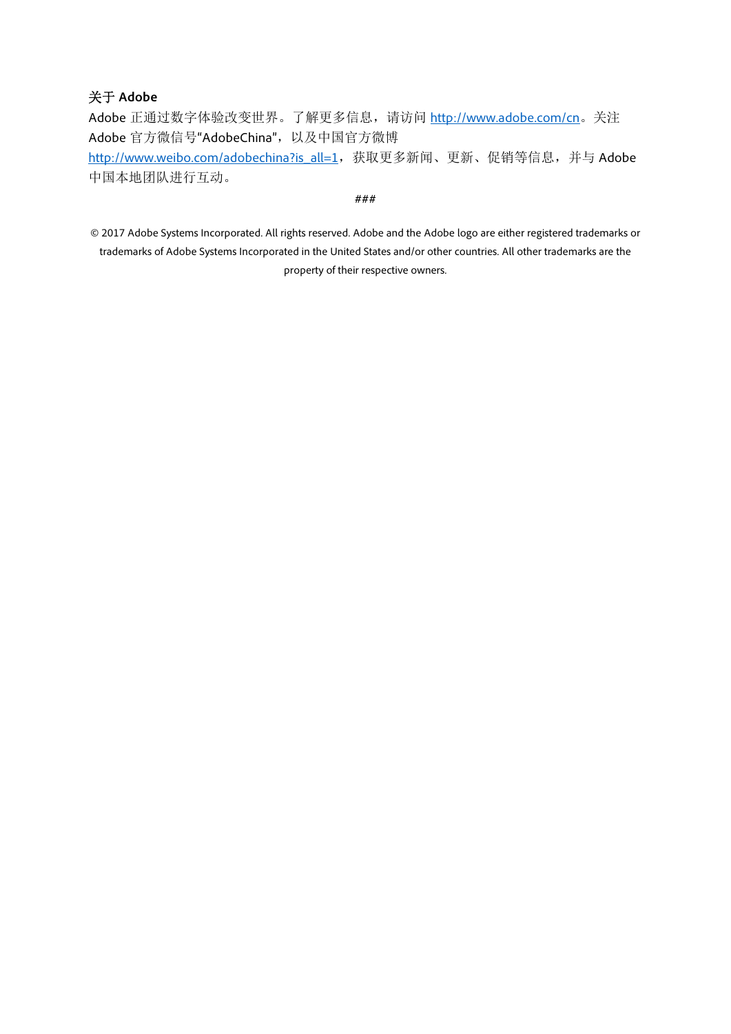**关于 Adobe**

Adobe 正通过数字体验改变世界。了解更多信息，请访问 http://www.adobe.com/cn。关注 Adobe 官方微信号“AdobeChina”，以及中国官方微博 http://www.weibo.com/adobechina?is_all=1，获取更多新闻、更新、促销等信息，并与 Adobe 中国本地团队进行互动。

###

© 2017 Adobe Systems Incorporated. All rights reserved. Adobe and the Adobe logo are either registered trademarks or trademarks of Adobe Systems Incorporated in the United States and/or other countries. All other trademarks are the property of their respective owners.